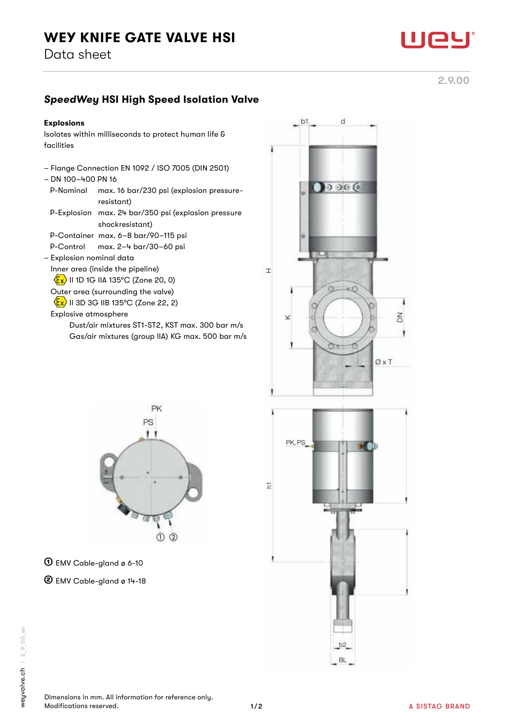# WEY KNIFE GATE VALVE HSI

Data sheet

2.9.00

## *SpeedWey* HSI High Speed Isolation Valve

**Explosions**

Isolates within milliseconds to protect human life & facilities

- Flange Connection EN 1092 / ISO 7005 (DIN 2501)
- DN 100–400 PN 16

| | |
|---|---|
| P-Nominal | max. 16 bar/230 psi (explosion pressure-resistant) |
| P-Explosion | max. 24 bar/350 psi (explosion pressure shockresistant) |
| P-Container | max. 6–8 bar/90–115 psi |
| P-Control | max. 2–4 bar/30–60 psi |

- Explosion nominal data
  - Inner area (inside the pipeline)
    - Ex II 1D 1G IIA 135°C (Zone 20, 0)
  - Outer area (surrounding the valve)
    - Ex II 3D 3G IIB 135°C (Zone 22, 2)
  - Explosive atmosphere
    - Dust/air mixtures ST1-ST2, KST max. 300 bar m/s
    - Gas/air mixtures (group IIA) KG max. 500 bar m/s

① EMV Cable-gland ø 6-10

② EMV Cable-gland ø 14-18

Dimensions in mm. All information for reference only.
Modifications reserved.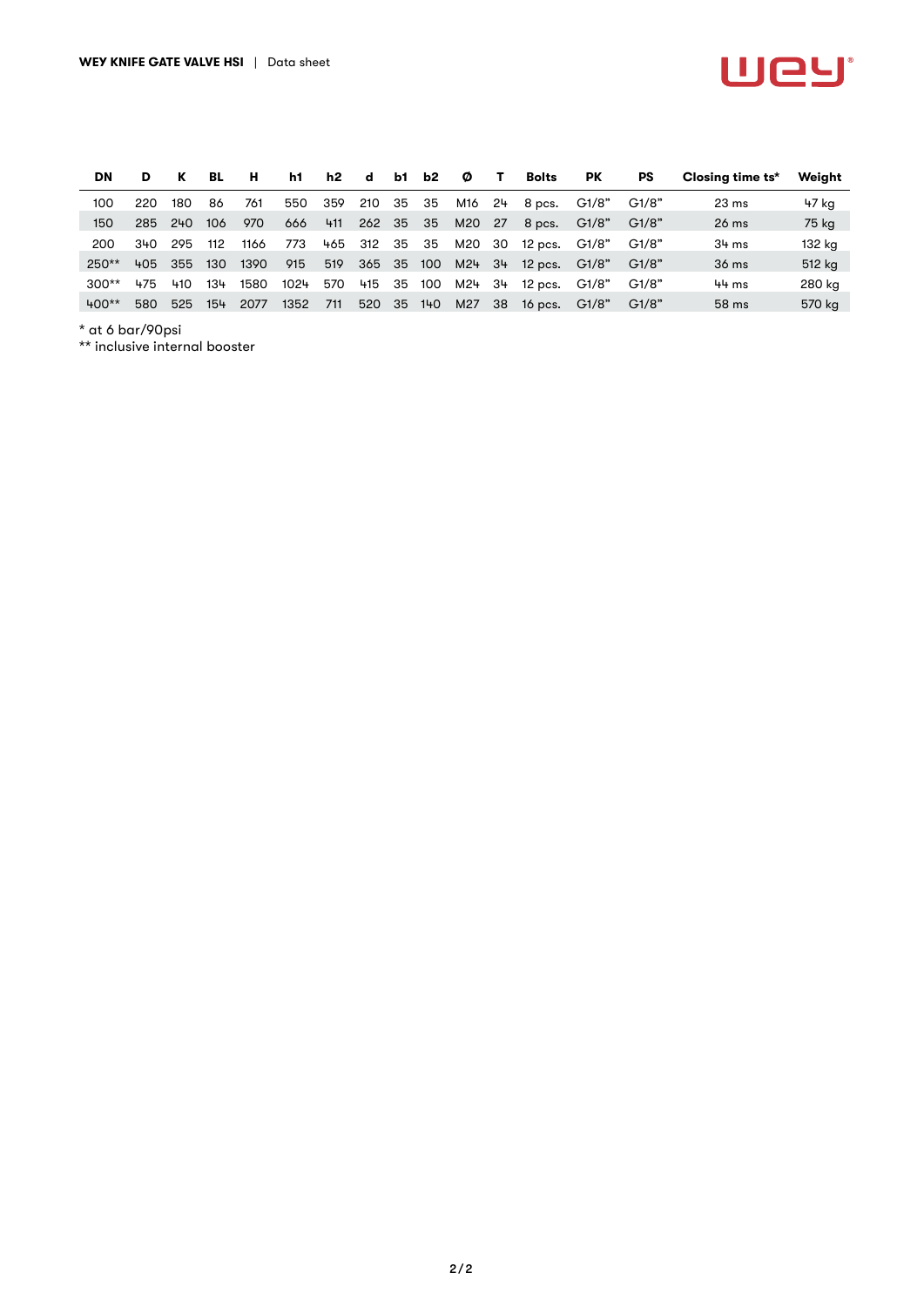| DN | D | K | BL | H | h1 | h2 | d | b1 | b2 | Ø | T | Bolts | PK | PS | Closing time ts* | Weight |
|---|---|---|---|---|---|---|---|---|---|---|---|---|---|---|---|---|
| 100 | 220 | 180 | 86 | 761 | 550 | 359 | 210 | 35 | 35 | M16 | 24 | 8 pcs. | G1/8" | G1/8" | 23 ms | 47 kg |
| 150 | 285 | 240 | 106 | 970 | 666 | 411 | 262 | 35 | 35 | M20 | 27 | 8 pcs. | G1/8" | G1/8" | 26 ms | 75 kg |
| 200 | 340 | 295 | 112 | 1166 | 773 | 465 | 312 | 35 | 35 | M20 | 30 | 12 pcs. | G1/8" | G1/8" | 34 ms | 132 kg |
| 250** | 405 | 355 | 130 | 1390 | 915 | 519 | 365 | 35 | 100 | M24 | 34 | 12 pcs. | G1/8" | G1/8" | 36 ms | 512 kg |
| 300** | 475 | 410 | 134 | 1580 | 1024 | 570 | 415 | 35 | 100 | M24 | 34 | 12 pcs. | G1/8" | G1/8" | 44 ms | 280 kg |
| 400** | 580 | 525 | 154 | 2077 | 1352 | 711 | 520 | 35 | 140 | M27 | 38 | 16 pcs. | G1/8" | G1/8" | 58 ms | 570 kg |

* at 6 bar/90psi
** inclusive internal booster